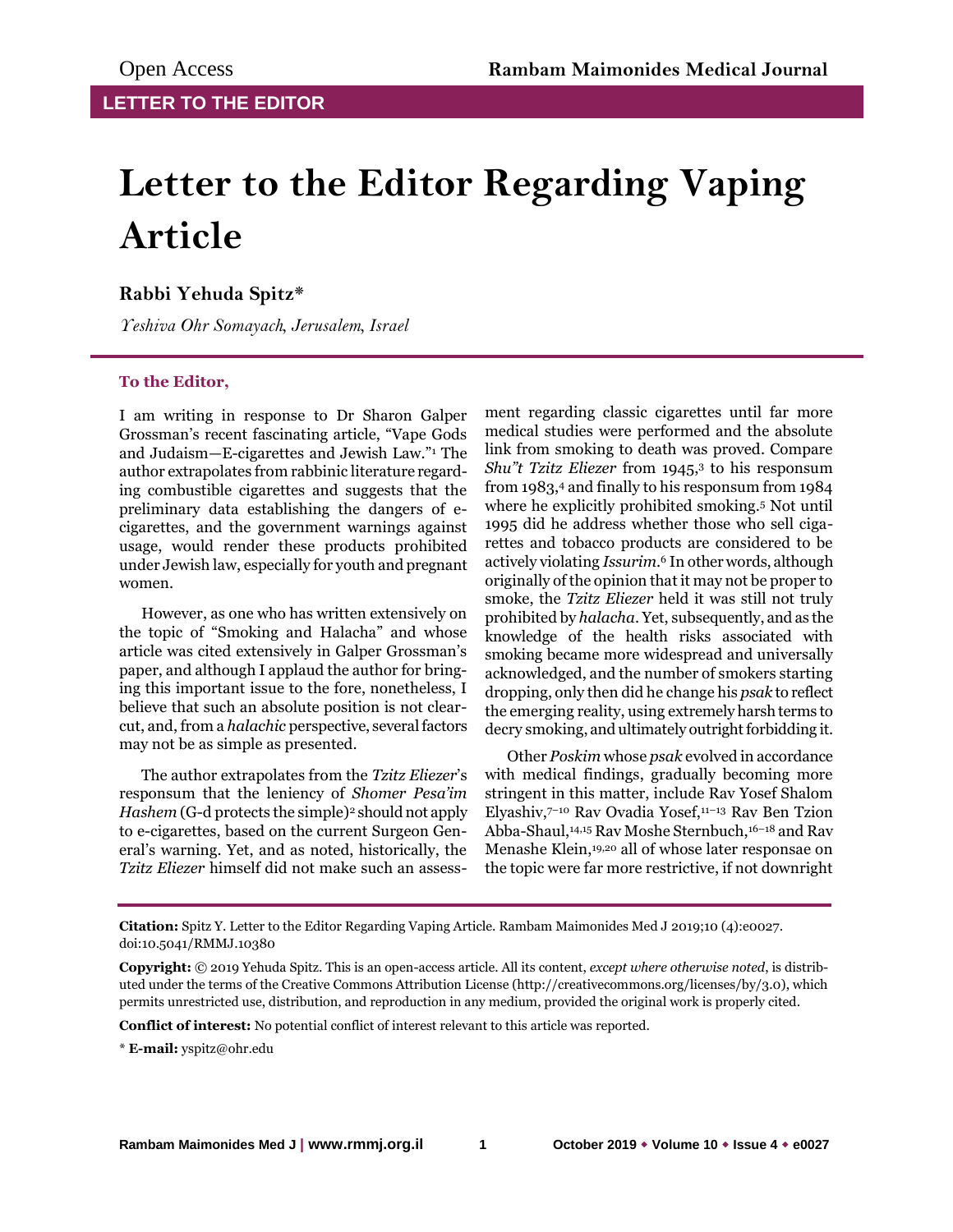LETTER TO THE EDITOR

# Letter to the Editor Regarding Vaping Article

**Rabbi Yehuda Spitz***

*Yeshiva Ohr Somayach, Jerusalem, Israel*

**To the Editor,**

I am writing in response to Dr Sharon Galper Grossman's recent fascinating article, "Vape Gods and Judaism—E-cigarettes and Jewish Law."[1] The author extrapolates from rabbinic literature regarding combustible cigarettes and suggests that the preliminary data establishing the dangers of e-cigarettes, and the government warnings against usage, would render these products prohibited under Jewish law, especially for youth and pregnant women.

However, as one who has written extensively on the topic of "Smoking and Halacha" and whose article was cited extensively in Galper Grossman's paper, and although I applaud the author for bringing this important issue to the fore, nonetheless, I believe that such an absolute position is not clear-cut, and, from a *halachic* perspective, several factors may not be as simple as presented.

The author extrapolates from the *Tzitz Eliezer*'s responsum that the leniency of *Shomer Pesa'im Hashem* (G-d protects the simple)[2] should not apply to e-cigarettes, based on the current Surgeon General's warning. Yet, and as noted, historically, the *Tzitz Eliezer* himself did not make such an assessment regarding classic cigarettes until far more medical studies were performed and the absolute link from smoking to death was proved. Compare *Shu"t Tzitz Eliezer* from 1945,[3] to his responsum from 1983,[4] and finally to his responsum from 1984 where he explicitly prohibited smoking.[5] Not until 1995 did he address whether those who sell cigarettes and tobacco products are considered to be actively violating *Issurim*.[6] In other words, although originally of the opinion that it may not be proper to smoke, the *Tzitz Eliezer* held it was still not truly prohibited by *halacha*. Yet, subsequently, and as the knowledge of the health risks associated with smoking became more widespread and universally acknowledged, and the number of smokers starting dropping, only then did he change his *psak* to reflect the emerging reality, using extremely harsh terms to decry smoking, and ultimately outright forbidding it.

Other *Poskim* whose *psak* evolved in accordance with medical findings, gradually becoming more stringent in this matter, include Rav Yosef Shalom Elyashiv,[7–10] Rav Ovadia Yosef,[11–13] Rav Ben Tzion Abba-Shaul,[14,15] Rav Moshe Sternbuch,[16–18] and Rav Menashe Klein,[19,20] all of whose later responsae on the topic were far more restrictive, if not downright

**Citation:** Spitz Y. Letter to the Editor Regarding Vaping Article. Rambam Maimonides Med J 2019;10 (4):e0027. doi:10.5041/RMMJ.10380

**Copyright:** © 2019 Yehuda Spitz. This is an open-access article. All its content, *except where otherwise noted*, is distributed under the terms of the Creative Commons Attribution License (http://creativecommons.org/licenses/by/3.0), which permits unrestricted use, distribution, and reproduction in any medium, provided the original work is properly cited.

**Conflict of interest:** No potential conflict of interest relevant to this article was reported.

* **E-mail:** yspitz@ohr.edu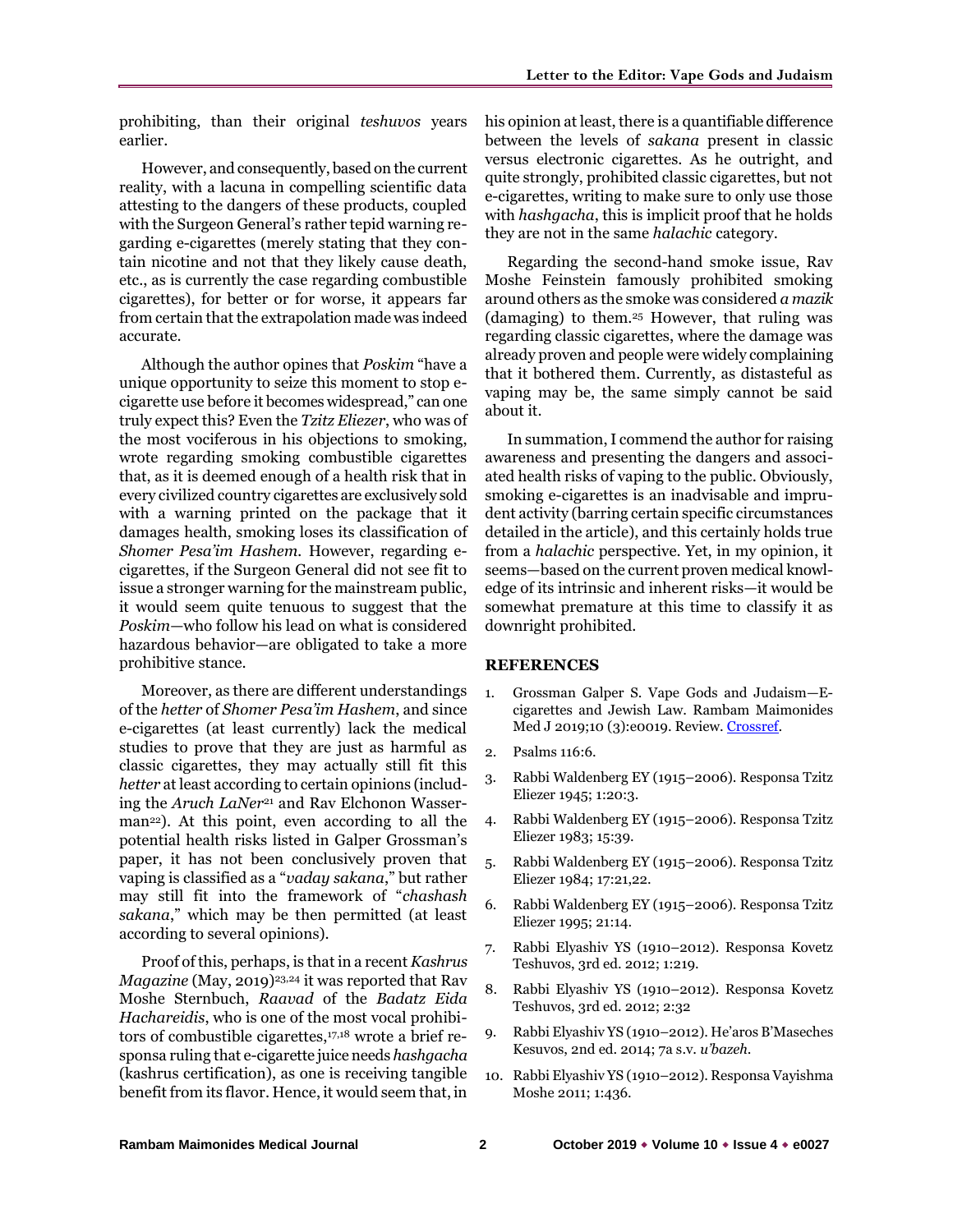prohibiting, than their original *teshuvos* years earlier.

However, and consequently, based on the current reality, with a lacuna in compelling scientific data attesting to the dangers of these products, coupled with the Surgeon General's rather tepid warning regarding e-cigarettes (merely stating that they contain nicotine and not that they likely cause death, etc., as is currently the case regarding combustible cigarettes), for better or for worse, it appears far from certain that the extrapolation made was indeed accurate.

Although the author opines that *Poskim* "have a unique opportunity to seize this moment to stop e-cigarette use before it becomes widespread," can one truly expect this? Even the *Tzitz Eliezer*, who was of the most vociferous in his objections to smoking, wrote regarding smoking combustible cigarettes that, as it is deemed enough of a health risk that in every civilized country cigarettes are exclusively sold with a warning printed on the package that it damages health, smoking loses its classification of *Shomer Pesa'im Hashem.* However, regarding e-cigarettes, if the Surgeon General did not see fit to issue a stronger warning for the mainstream public, it would seem quite tenuous to suggest that the *Poskim*—who follow his lead on what is considered hazardous behavior—are obligated to take a more prohibitive stance.

Moreover, as there are different understandings of the *hetter* of *Shomer Pesa'im Hashem*, and since e-cigarettes (at least currently) lack the medical studies to prove that they are just as harmful as classic cigarettes, they may actually still fit this *hetter* at least according to certain opinions (including the *Aruch LaNer*[21] and Rav Elchonon Wasserman[22]). At this point, even according to all the potential health risks listed in Galper Grossman's paper, it has not been conclusively proven that vaping is classified as a "*vaday sakana*," but rather may still fit into the framework of "*chashash sakana*," which may be then permitted (at least according to several opinions).

Proof of this, perhaps, is that in a recent *Kashrus Magazine* (May, 2019)[23,24] it was reported that Rav Moshe Sternbuch, *Raavad* of the *Badatz Eida Hachareidis*, who is one of the most vocal prohibitors of combustible cigarettes,[17,18] wrote a brief responsa ruling that e-cigarette juice needs *hashgacha* (kashrus certification), as one is receiving tangible benefit from its flavor. Hence, it would seem that, in his opinion at least, there is a quantifiable difference between the levels of *sakana* present in classic versus electronic cigarettes. As he outright, and quite strongly, prohibited classic cigarettes, but not e-cigarettes, writing to make sure to only use those with *hashgacha*, this is implicit proof that he holds they are not in the same *halachic* category.

Regarding the second-hand smoke issue, Rav Moshe Feinstein famously prohibited smoking around others as the smoke was considered *a mazik* (damaging) to them.[25] However, that ruling was regarding classic cigarettes, where the damage was already proven and people were widely complaining that it bothered them. Currently, as distasteful as vaping may be, the same simply cannot be said about it.

In summation, I commend the author for raising awareness and presenting the dangers and associated health risks of vaping to the public. Obviously, smoking e-cigarettes is an inadvisable and imprudent activity (barring certain specific circumstances detailed in the article), and this certainly holds true from a *halachic* perspective. Yet, in my opinion, it seems—based on the current proven medical knowledge of its intrinsic and inherent risks—it would be somewhat premature at this time to classify it as downright prohibited.

## REFERENCES

1. Grossman Galper S. Vape Gods and Judaism—E-cigarettes and Jewish Law. Rambam Maimonides Med J 2019;10 (3):e0019. Review. Crossref.
2. Psalms 116:6.
3. Rabbi Waldenberg EY (1915–2006). Responsa Tzitz Eliezer 1945; 1:20:3.
4. Rabbi Waldenberg EY (1915–2006). Responsa Tzitz Eliezer 1983; 15:39.
5. Rabbi Waldenberg EY (1915–2006). Responsa Tzitz Eliezer 1984; 17:21,22.
6. Rabbi Waldenberg EY (1915–2006). Responsa Tzitz Eliezer 1995; 21:14.
7. Rabbi Elyashiv YS (1910–2012). Responsa Kovetz Teshuvos, 3rd ed. 2012; 1:219.
8. Rabbi Elyashiv YS (1910–2012). Responsa Kovetz Teshuvos, 3rd ed. 2012; 2:32
9. Rabbi Elyashiv YS (1910–2012). He'aros B'Maseches Kesuvos, 2nd ed. 2014; 7a s.v. *u'bazeh.*
10. Rabbi Elyashiv YS (1910–2012). Responsa Vayishma Moshe 2011; 1:436.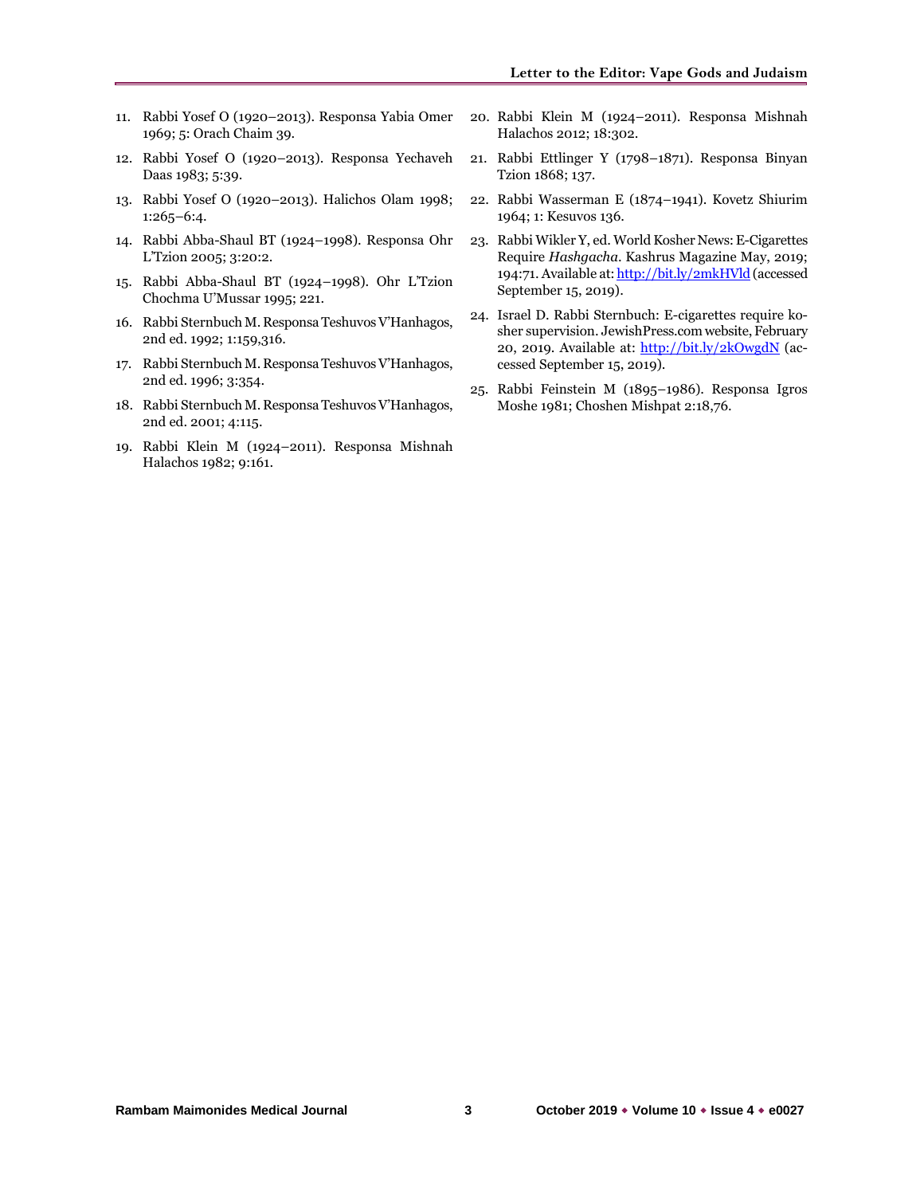11. Rabbi Yosef O (1920–2013). Responsa Yabia Omer 1969; 5: Orach Chaim 39.
12. Rabbi Yosef O (1920–2013). Responsa Yechaveh Daas 1983; 5:39.
13. Rabbi Yosef O (1920–2013). Halichos Olam 1998; 1:265–6:4.
14. Rabbi Abba-Shaul BT (1924–1998). Responsa Ohr L'Tzion 2005; 3:20:2.
15. Rabbi Abba-Shaul BT (1924–1998). Ohr L'Tzion Chochma U'Mussar 1995; 221.
16. Rabbi Sternbuch M. Responsa Teshuvos V'Hanhagos, 2nd ed. 1992; 1:159,316.
17. Rabbi Sternbuch M. Responsa Teshuvos V'Hanhagos, 2nd ed. 1996; 3:354.
18. Rabbi Sternbuch M. Responsa Teshuvos V'Hanhagos, 2nd ed. 2001; 4:115.
19. Rabbi Klein M (1924–2011). Responsa Mishnah Halachos 1982; 9:161.
20. Rabbi Klein M (1924–2011). Responsa Mishnah Halachos 2012; 18:302.
21. Rabbi Ettlinger Y (1798–1871). Responsa Binyan Tzion 1868; 137.
22. Rabbi Wasserman E (1874–1941). Kovetz Shiurim 1964; 1: Kesuvos 136.
23. Rabbi Wikler Y, ed. World Kosher News: E-Cigarettes Require *Hashgacha*. Kashrus Magazine May, 2019; 194:71. Available at: http://bit.ly/2mkHVld (accessed September 15, 2019).
24. Israel D. Rabbi Sternbuch: E-cigarettes require kosher supervision. JewishPress.com website, February 20, 2019. Available at: http://bit.ly/2kOwgdN (accessed September 15, 2019).
25. Rabbi Feinstein M (1895–1986). Responsa Igros Moshe 1981; Choshen Mishpat 2:18,76.